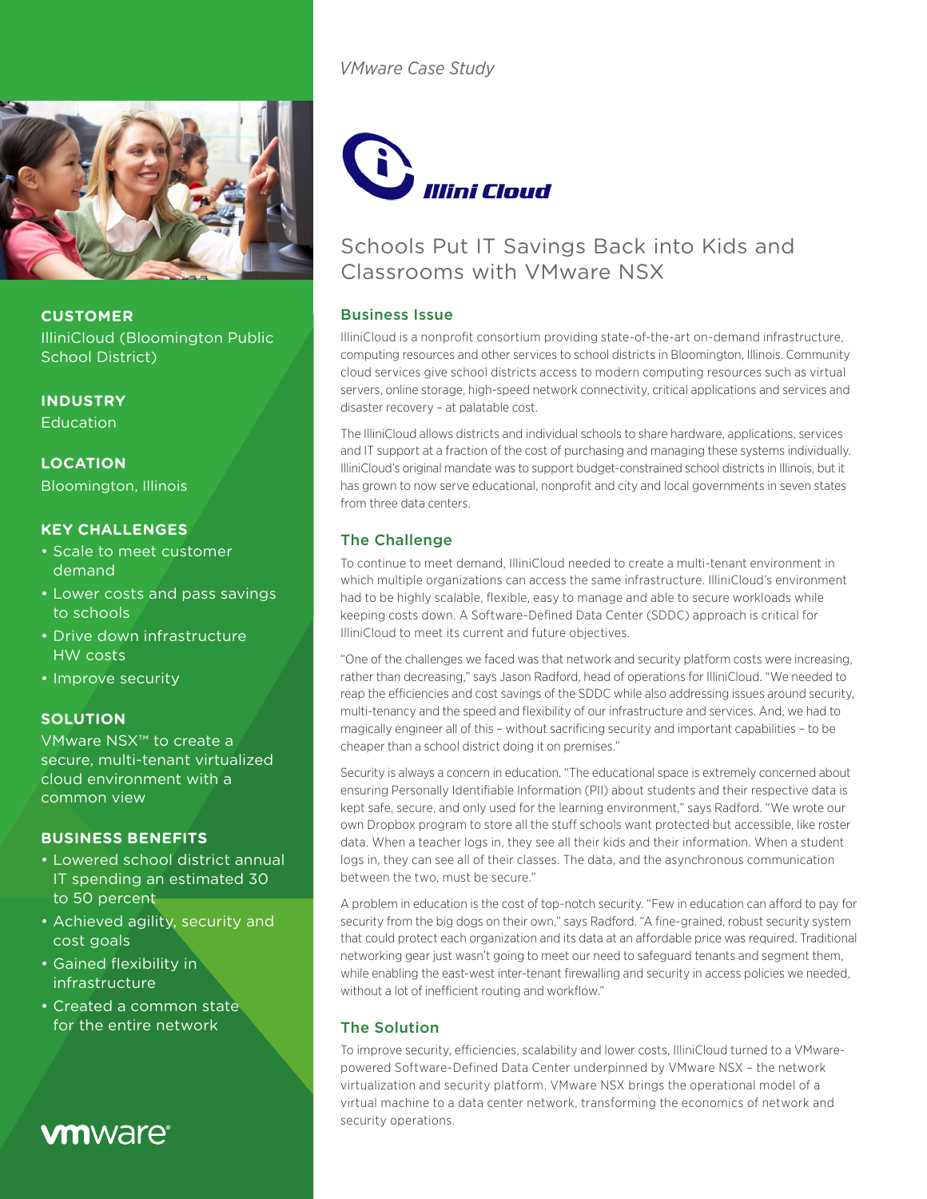*VMware Case Study*

Illini Cloud

# Schools Put IT Savings Back into Kids and Classrooms with VMware NSX

**CUSTOMER**
IlliniCloud (Bloomington Public School District)

**INDUSTRY**
Education

**LOCATION**
Bloomington, Illinois

**KEY CHALLENGES**
- Scale to meet customer demand
- Lower costs and pass savings to schools
- Drive down infrastructure HW costs
- Improve security

**SOLUTION**
VMware NSX™ to create a secure, multi-tenant virtualized cloud environment with a common view

**BUSINESS BENEFITS**
- Lowered school district annual IT spending an estimated 30 to 50 percent
- Achieved agility, security and cost goals
- Gained flexibility in infrastructure
- Created a common state for the entire network

## Business Issue

IlliniCloud is a nonprofit consortium providing state-of-the-art on-demand infrastructure, computing resources and other services to school districts in Bloomington, Illinois. Community cloud services give school districts access to modern computing resources such as virtual servers, online storage, high-speed network connectivity, critical applications and services and disaster recovery – at palatable cost.

The IlliniCloud allows districts and individual schools to share hardware, applications, services and IT support at a fraction of the cost of purchasing and managing these systems individually. IlliniCloud's original mandate was to support budget-constrained school districts in Illinois, but it has grown to now serve educational, nonprofit and city and local governments in seven states from three data centers.

## The Challenge

To continue to meet demand, IlliniCloud needed to create a multi-tenant environment in which multiple organizations can access the same infrastructure. IlliniCloud's environment had to be highly scalable, flexible, easy to manage and able to secure workloads while keeping costs down. A Software-Defined Data Center (SDDC) approach is critical for IlliniCloud to meet its current and future objectives.

"One of the challenges we faced was that network and security platform costs were increasing, rather than decreasing," says Jason Radford, head of operations for IlliniCloud. "We needed to reap the efficiencies and cost savings of the SDDC while also addressing issues around security, multi-tenancy and the speed and flexibility of our infrastructure and services. And, we had to magically engineer all of this – without sacrificing security and important capabilities – to be cheaper than a school district doing it on premises."

Security is always a concern in education. "The educational space is extremely concerned about ensuring Personally Identifiable Information (PII) about students and their respective data is kept safe, secure, and only used for the learning environment," says Radford. "We wrote our own Dropbox program to store all the stuff schools want protected but accessible, like roster data. When a teacher logs in, they see all their kids and their information. When a student logs in, they can see all of their classes. The data, and the asynchronous communication between the two, must be secure."

A problem in education is the cost of top-notch security. "Few in education can afford to pay for security from the big dogs on their own," says Radford. "A fine-grained, robust security system that could protect each organization and its data at an affordable price was required. Traditional networking gear just wasn't going to meet our need to safeguard tenants and segment them, while enabling the east-west inter-tenant firewalling and security in access policies we needed, without a lot of inefficient routing and workflow."

## The Solution

To improve security, efficiencies, scalability and lower costs, IlliniCloud turned to a VMware-powered Software-Defined Data Center underpinned by VMware NSX – the network virtualization and security platform. VMware NSX brings the operational model of a virtual machine to a data center network, transforming the economics of network and security operations.

vmware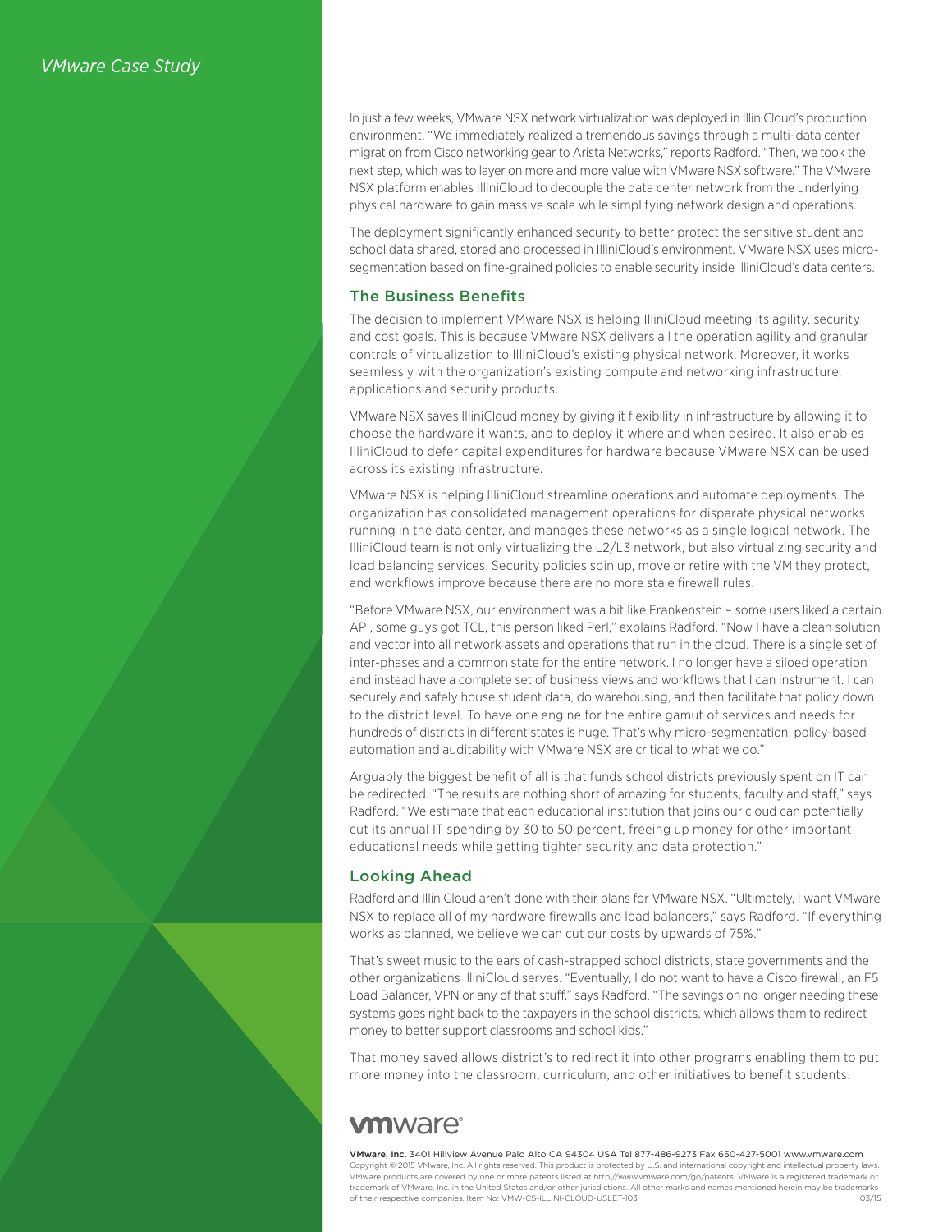In just a few weeks, VMware NSX network virtualization was deployed in IlliniCloud's production environment. "We immediately realized a tremendous savings through a multi-data center migration from Cisco networking gear to Arista Networks," reports Radford. "Then, we took the next step, which was to layer on more and more value with VMware NSX software." The VMware NSX platform enables IlliniCloud to decouple the data center network from the underlying physical hardware to gain massive scale while simplifying network design and operations.

The deployment significantly enhanced security to better protect the sensitive student and school data shared, stored and processed in IlliniCloud's environment. VMware NSX uses micro-segmentation based on fine-grained policies to enable security inside IlliniCloud's data centers.

## The Business Benefits

The decision to implement VMware NSX is helping IlliniCloud meeting its agility, security and cost goals. This is because VMware NSX delivers all the operation agility and granular controls of virtualization to IlliniCloud's existing physical network. Moreover, it works seamlessly with the organization's existing compute and networking infrastructure, applications and security products.

VMware NSX saves IlliniCloud money by giving it flexibility in infrastructure by allowing it to choose the hardware it wants, and to deploy it where and when desired. It also enables IlliniCloud to defer capital expenditures for hardware because VMware NSX can be used across its existing infrastructure.

VMware NSX is helping IlliniCloud streamline operations and automate deployments. The organization has consolidated management operations for disparate physical networks running in the data center, and manages these networks as a single logical network. The IlliniCloud team is not only virtualizing the L2/L3 network, but also virtualizing security and load balancing services. Security policies spin up, move or retire with the VM they protect, and workflows improve because there are no more stale firewall rules.

"Before VMware NSX, our environment was a bit like Frankenstein – some users liked a certain API, some guys got TCL, this person liked Perl," explains Radford. "Now I have a clean solution and vector into all network assets and operations that run in the cloud. There is a single set of inter-phases and a common state for the entire network. I no longer have a siloed operation and instead have a complete set of business views and workflows that I can instrument. I can securely and safely house student data, do warehousing, and then facilitate that policy down to the district level. To have one engine for the entire gamut of services and needs for hundreds of districts in different states is huge. That's why micro-segmentation, policy-based automation and auditability with VMware NSX are critical to what we do."

Arguably the biggest benefit of all is that funds school districts previously spent on IT can be redirected. "The results are nothing short of amazing for students, faculty and staff," says Radford. "We estimate that each educational institution that joins our cloud can potentially cut its annual IT spending by 30 to 50 percent, freeing up money for other important educational needs while getting tighter security and data protection."

## Looking Ahead

Radford and IlliniCloud aren't done with their plans for VMware NSX. "Ultimately, I want VMware NSX to replace all of my hardware firewalls and load balancers," says Radford. "If everything works as planned, we believe we can cut our costs by upwards of 75%."

That's sweet music to the ears of cash-strapped school districts, state governments and the other organizations IlliniCloud serves. "Eventually, I do not want to have a Cisco firewall, an F5 Load Balancer, VPN or any of that stuff," says Radford. "The savings on no longer needing these systems goes right back to the taxpayers in the school districts, which allows them to redirect money to better support classrooms and school kids."

That money saved allows district's to redirect it into other programs enabling them to put more money into the classroom, curriculum, and other initiatives to benefit students.

**VMware, Inc.** 3401 Hillview Avenue Palo Alto CA 94304 USA Tel 877-486-9273 Fax 650-427-5001 www.vmware.com
Copyright © 2015 VMware, Inc. All rights reserved. This product is protected by U.S. and international copyright and intellectual property laws. VMware products are covered by one or more patents listed at http://www.vmware.com/go/patents. VMware is a registered trademark or trademark of VMware, Inc. in the United States and/or other jurisdictions. All other marks and names mentioned herein may be trademarks of their respective companies. Item No: VMW-CS-ILLINI-CLOUD-USLET-103 03/15